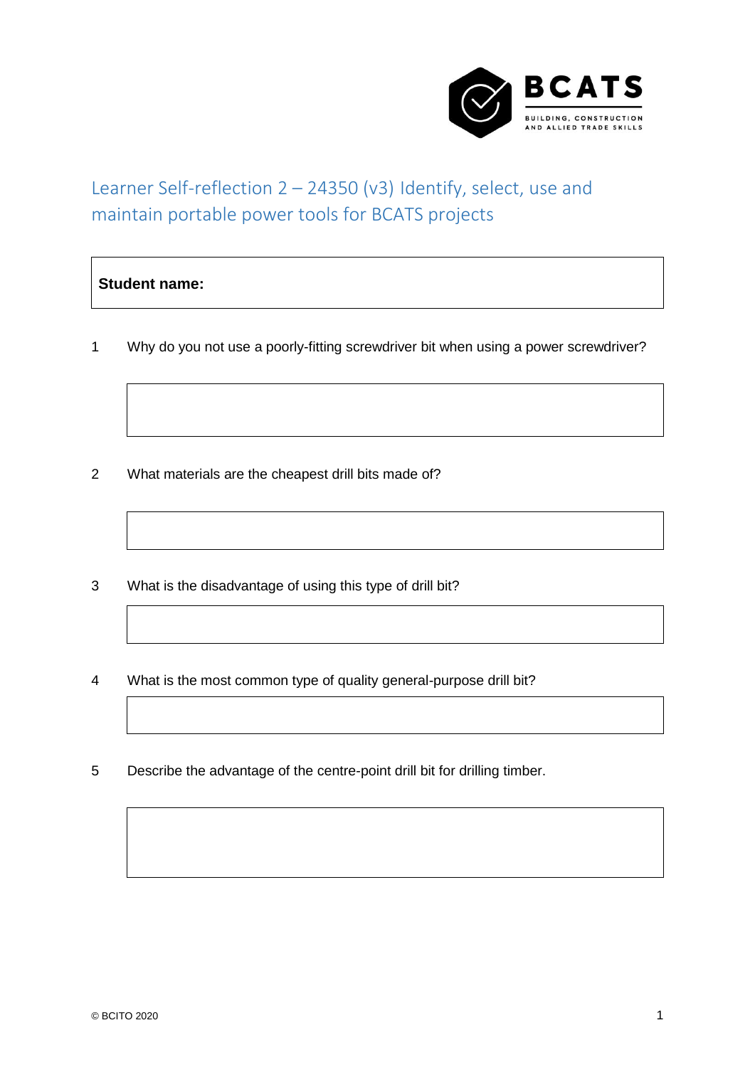# Learner Self-reflection 2 – 24350 (v3) Identify, select, use and maintain portable power tools for BCATS projects

| **Student name:** |
|---|

1 Why do you not use a poorly-fitting screwdriver bit when using a power screwdriver?

2 What materials are the cheapest drill bits made of?

3 What is the disadvantage of using this type of drill bit?

4 What is the most common type of quality general-purpose drill bit?

5 Describe the advantage of the centre-point drill bit for drilling timber.

© BCITO 2020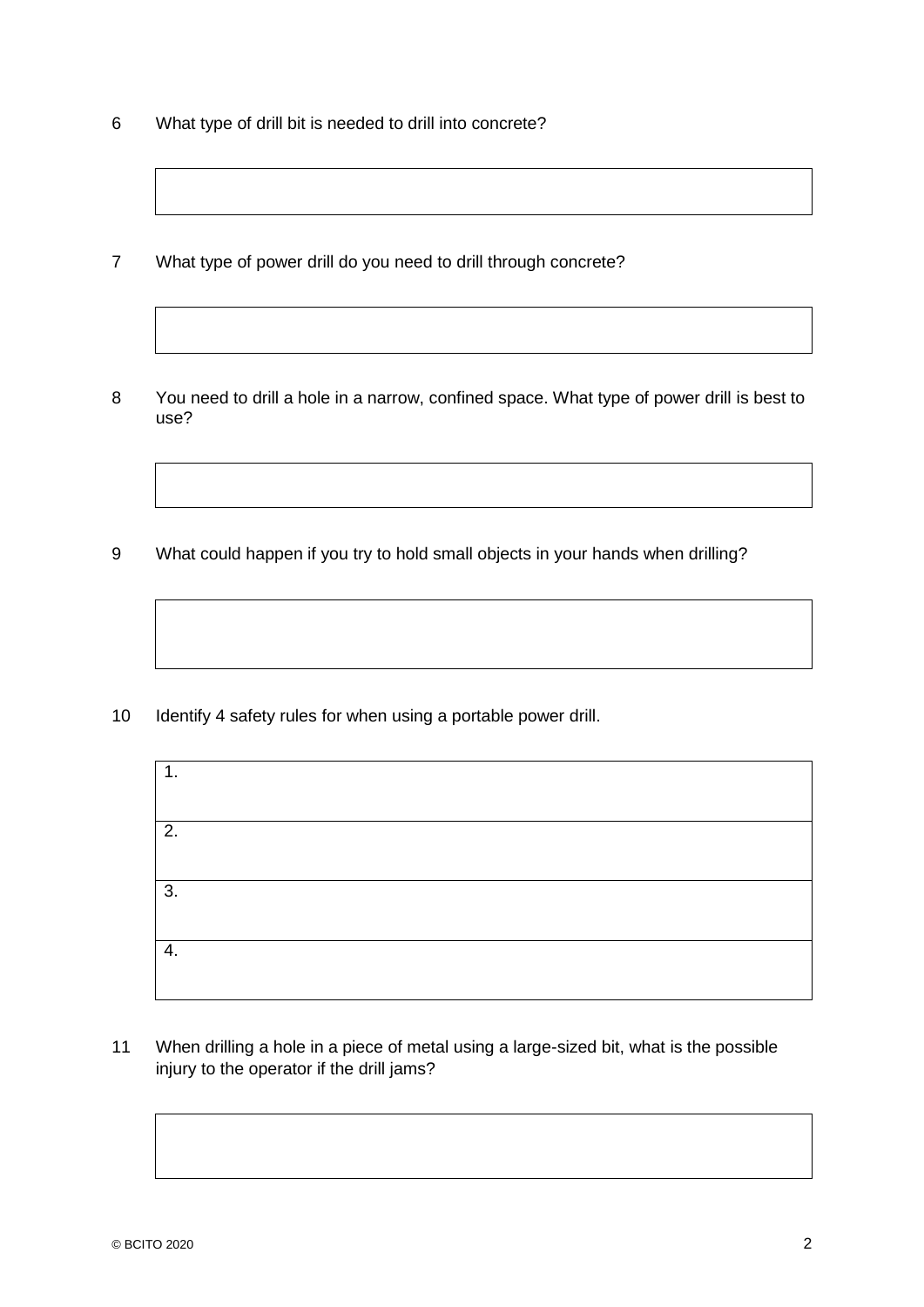6 What type of drill bit is needed to drill into concrete?

| |
|---|
| |

7 What type of power drill do you need to drill through concrete?

| |
|---|
| |

8 You need to drill a hole in a narrow, confined space. What type of power drill is best to use?

| |
|---|
| |

9 What could happen if you try to hold small objects in your hands when drilling?

| |
|---|
| |

10 Identify 4 safety rules for when using a portable power drill.

| |
|---|
| 1. |
| 2. |
| 3. |
| 4. |

11 When drilling a hole in a piece of metal using a large-sized bit, what is the possible injury to the operator if the drill jams?

| |
|---|
| |

© BCITO 2020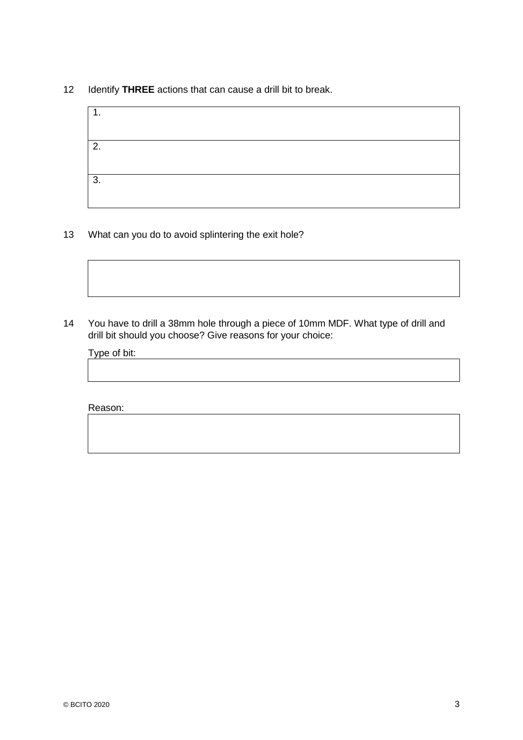12 Identify **THREE** actions that can cause a drill bit to break.

| |
|---|
| 1. |
| 2. |
| 3. |

13 What can you do to avoid splintering the exit hole?

| |
|---|
| |

14 You have to drill a 38mm hole through a piece of 10mm MDF. What type of drill and drill bit should you choose? Give reasons for your choice:

Type of bit:

| |
|---|
| |

Reason:

| |
|---|
| |

© BCITO 2020